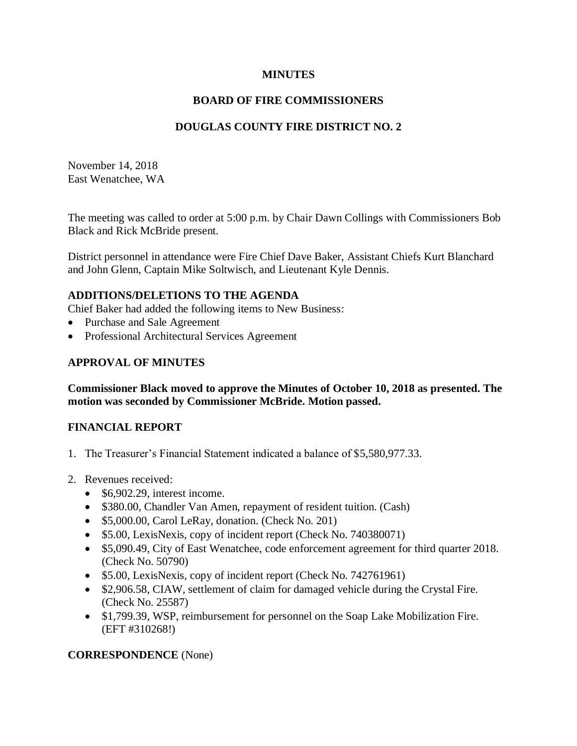**MINUTES**

**BOARD OF FIRE COMMISSIONERS**

**DOUGLAS COUNTY FIRE DISTRICT NO. 2**

November 14, 2018
East Wenatchee, WA

The meeting was called to order at 5:00 p.m. by Chair Dawn Collings with Commissioners Bob Black and Rick McBride present.

District personnel in attendance were Fire Chief Dave Baker, Assistant Chiefs Kurt Blanchard and John Glenn, Captain Mike Soltwisch, and Lieutenant Kyle Dennis.

## ADDITIONS/DELETIONS TO THE AGENDA

Chief Baker had added the following items to New Business:

- Purchase and Sale Agreement
- Professional Architectural Services Agreement

## APPROVAL OF MINUTES

**Commissioner Black moved to approve the Minutes of October 10, 2018 as presented. The motion was seconded by Commissioner McBride. Motion passed.**

## FINANCIAL REPORT

1. The Treasurer's Financial Statement indicated a balance of $5,580,977.33.
2. Revenues received:
   - $6,902.29, interest income.
   - $380.00, Chandler Van Amen, repayment of resident tuition. (Cash)
   - $5,000.00, Carol LeRay, donation. (Check No. 201)
   - $5.00, LexisNexis, copy of incident report (Check No. 740380071)
   - $5,090.49, City of East Wenatchee, code enforcement agreement for third quarter 2018. (Check No. 50790)
   - $5.00, LexisNexis, copy of incident report (Check No. 742761961)
   - $2,906.58, CIAW, settlement of claim for damaged vehicle during the Crystal Fire. (Check No. 25587)
   - $1,799.39, WSP, reimbursement for personnel on the Soap Lake Mobilization Fire. (EFT #310268!)

## CORRESPONDENCE (None)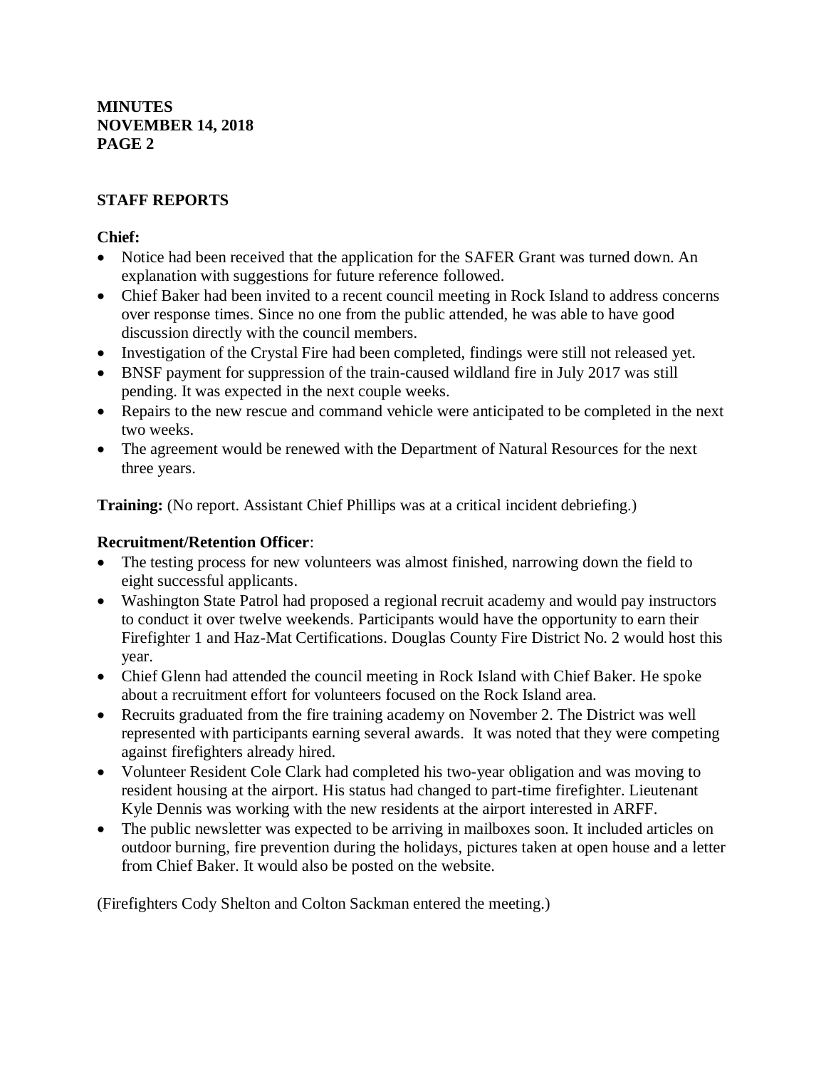## STAFF REPORTS

**Chief:**

- Notice had been received that the application for the SAFER Grant was turned down. An explanation with suggestions for future reference followed.
- Chief Baker had been invited to a recent council meeting in Rock Island to address concerns over response times. Since no one from the public attended, he was able to have good discussion directly with the council members.
- Investigation of the Crystal Fire had been completed, findings were still not released yet.
- BNSF payment for suppression of the train-caused wildland fire in July 2017 was still pending. It was expected in the next couple weeks.
- Repairs to the new rescue and command vehicle were anticipated to be completed in the next two weeks.
- The agreement would be renewed with the Department of Natural Resources for the next three years.

**Training:** (No report. Assistant Chief Phillips was at a critical incident debriefing.)

**Recruitment/Retention Officer**:

- The testing process for new volunteers was almost finished, narrowing down the field to eight successful applicants.
- Washington State Patrol had proposed a regional recruit academy and would pay instructors to conduct it over twelve weekends. Participants would have the opportunity to earn their Firefighter 1 and Haz-Mat Certifications. Douglas County Fire District No. 2 would host this year.
- Chief Glenn had attended the council meeting in Rock Island with Chief Baker. He spoke about a recruitment effort for volunteers focused on the Rock Island area.
- Recruits graduated from the fire training academy on November 2. The District was well represented with participants earning several awards. It was noted that they were competing against firefighters already hired.
- Volunteer Resident Cole Clark had completed his two-year obligation and was moving to resident housing at the airport. His status had changed to part-time firefighter. Lieutenant Kyle Dennis was working with the new residents at the airport interested in ARFF.
- The public newsletter was expected to be arriving in mailboxes soon. It included articles on outdoor burning, fire prevention during the holidays, pictures taken at open house and a letter from Chief Baker. It would also be posted on the website.

(Firefighters Cody Shelton and Colton Sackman entered the meeting.)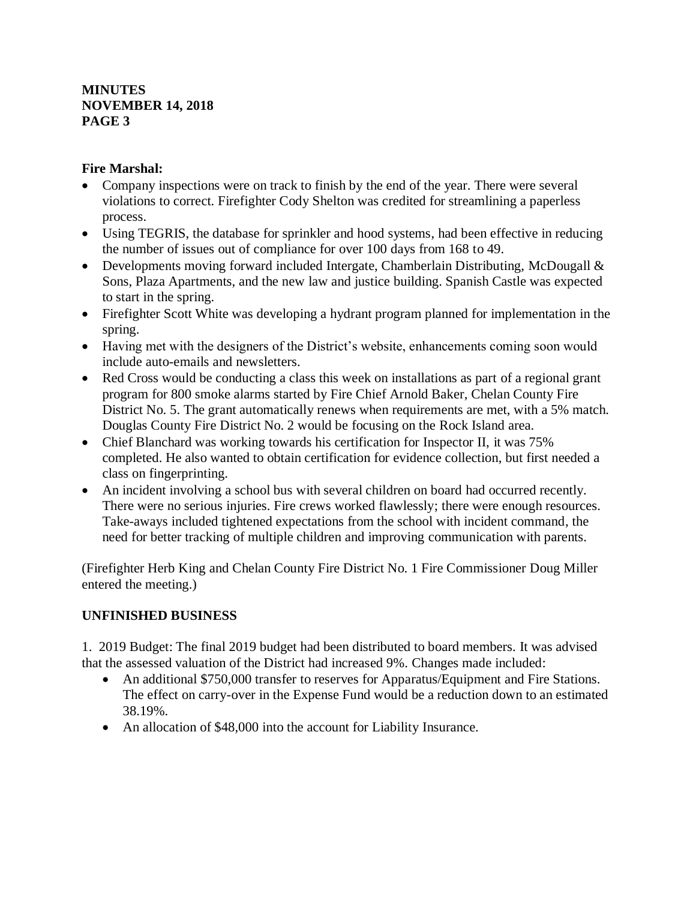**Fire Marshal:**

- Company inspections were on track to finish by the end of the year. There were several violations to correct. Firefighter Cody Shelton was credited for streamlining a paperless process.
- Using TEGRIS, the database for sprinkler and hood systems, had been effective in reducing the number of issues out of compliance for over 100 days from 168 to 49.
- Developments moving forward included Intergate, Chamberlain Distributing, McDougall & Sons, Plaza Apartments, and the new law and justice building. Spanish Castle was expected to start in the spring.
- Firefighter Scott White was developing a hydrant program planned for implementation in the spring.
- Having met with the designers of the District's website, enhancements coming soon would include auto-emails and newsletters.
- Red Cross would be conducting a class this week on installations as part of a regional grant program for 800 smoke alarms started by Fire Chief Arnold Baker, Chelan County Fire District No. 5. The grant automatically renews when requirements are met, with a 5% match. Douglas County Fire District No. 2 would be focusing on the Rock Island area.
- Chief Blanchard was working towards his certification for Inspector II, it was 75% completed. He also wanted to obtain certification for evidence collection, but first needed a class on fingerprinting.
- An incident involving a school bus with several children on board had occurred recently. There were no serious injuries. Fire crews worked flawlessly; there were enough resources. Take-aways included tightened expectations from the school with incident command, the need for better tracking of multiple children and improving communication with parents.

(Firefighter Herb King and Chelan County Fire District No. 1 Fire Commissioner Doug Miller entered the meeting.)

## UNFINISHED BUSINESS

1. 2019 Budget: The final 2019 budget had been distributed to board members. It was advised that the assessed valuation of the District had increased 9%. Changes made included:
   - An additional $750,000 transfer to reserves for Apparatus/Equipment and Fire Stations. The effect on carry-over in the Expense Fund would be a reduction down to an estimated 38.19%.
   - An allocation of $48,000 into the account for Liability Insurance.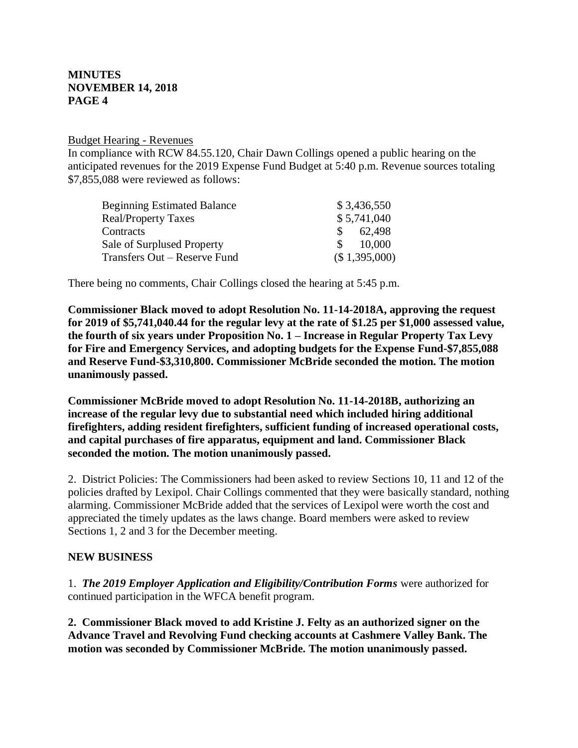Budget Hearing - Revenues

In compliance with RCW 84.55.120, Chair Dawn Collings opened a public hearing on the anticipated revenues for the 2019 Expense Fund Budget at 5:40 p.m. Revenue sources totaling $7,855,088 were reviewed as follows:

| | |
|---|---|
| Beginning Estimated Balance | $ 3,436,550 |
| Real/Property Taxes | $ 5,741,040 |
| Contracts | $ 62,498 |
| Sale of Surplused Property | $ 10,000 |
| Transfers Out – Reserve Fund | ($ 1,395,000) |

There being no comments, Chair Collings closed the hearing at 5:45 p.m.

**Commissioner Black moved to adopt Resolution No. 11-14-2018A, approving the request for 2019 of $5,741,040.44 for the regular levy at the rate of $1.25 per $1,000 assessed value, the fourth of six years under Proposition No. 1 – Increase in Regular Property Tax Levy for Fire and Emergency Services, and adopting budgets for the Expense Fund-$7,855,088 and Reserve Fund-$3,310,800. Commissioner McBride seconded the motion. The motion unanimously passed.**

**Commissioner McBride moved to adopt Resolution No. 11-14-2018B, authorizing an increase of the regular levy due to substantial need which included hiring additional firefighters, adding resident firefighters, sufficient funding of increased operational costs, and capital purchases of fire apparatus, equipment and land. Commissioner Black seconded the motion. The motion unanimously passed.**

2. District Policies: The Commissioners had been asked to review Sections 10, 11 and 12 of the policies drafted by Lexipol. Chair Collings commented that they were basically standard, nothing alarming. Commissioner McBride added that the services of Lexipol were worth the cost and appreciated the timely updates as the laws change. Board members were asked to review Sections 1, 2 and 3 for the December meeting.

**NEW BUSINESS**

1. ***The 2019 Employer Application and Eligibility/Contribution Forms*** were authorized for continued participation in the WFCA benefit program.

**2. Commissioner Black moved to add Kristine J. Felty as an authorized signer on the Advance Travel and Revolving Fund checking accounts at Cashmere Valley Bank. The motion was seconded by Commissioner McBride. The motion unanimously passed.**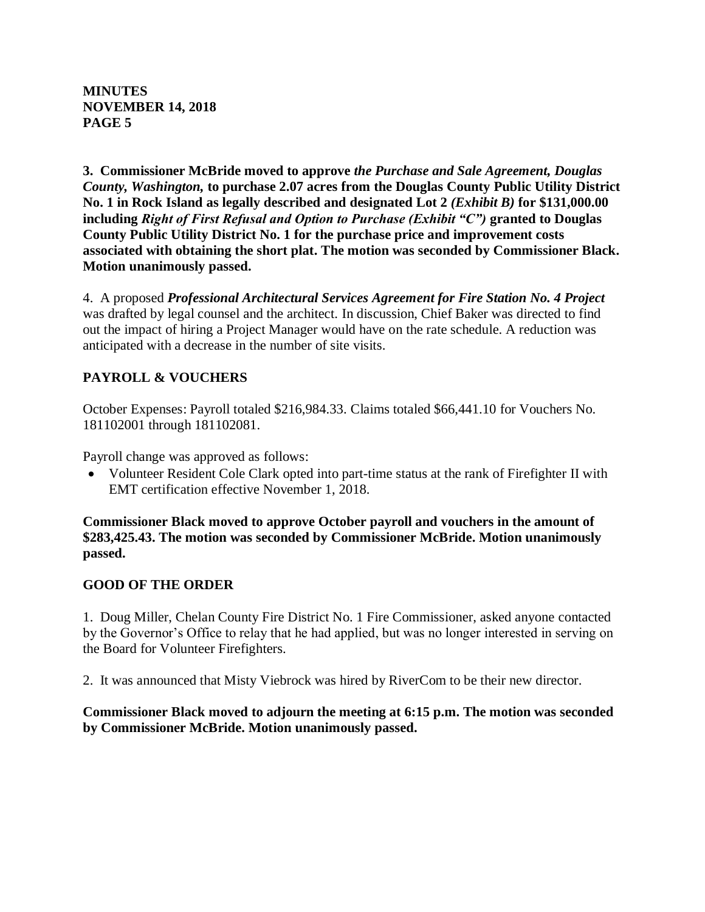**3. Commissioner McBride moved to approve *the Purchase and Sale Agreement, Douglas County, Washington,* to purchase 2.07 acres from the Douglas County Public Utility District No. 1 in Rock Island as legally described and designated Lot 2 *(Exhibit B)* for $131,000.00 including *Right of First Refusal and Option to Purchase (Exhibit "C")* granted to Douglas County Public Utility District No. 1 for the purchase price and improvement costs associated with obtaining the short plat. The motion was seconded by Commissioner Black. Motion unanimously passed.**

4. A proposed ***Professional Architectural Services Agreement for Fire Station No. 4 Project*** was drafted by legal counsel and the architect. In discussion, Chief Baker was directed to find out the impact of hiring a Project Manager would have on the rate schedule. A reduction was anticipated with a decrease in the number of site visits.

## PAYROLL & VOUCHERS

October Expenses: Payroll totaled $216,984.33. Claims totaled $66,441.10 for Vouchers No. 181102001 through 181102081.

Payroll change was approved as follows:

- Volunteer Resident Cole Clark opted into part-time status at the rank of Firefighter II with EMT certification effective November 1, 2018.

**Commissioner Black moved to approve October payroll and vouchers in the amount of $283,425.43. The motion was seconded by Commissioner McBride. Motion unanimously passed.**

## GOOD OF THE ORDER

1. Doug Miller, Chelan County Fire District No. 1 Fire Commissioner, asked anyone contacted by the Governor's Office to relay that he had applied, but was no longer interested in serving on the Board for Volunteer Firefighters.

2. It was announced that Misty Viebrock was hired by RiverCom to be their new director.

**Commissioner Black moved to adjourn the meeting at 6:15 p.m. The motion was seconded by Commissioner McBride. Motion unanimously passed.**